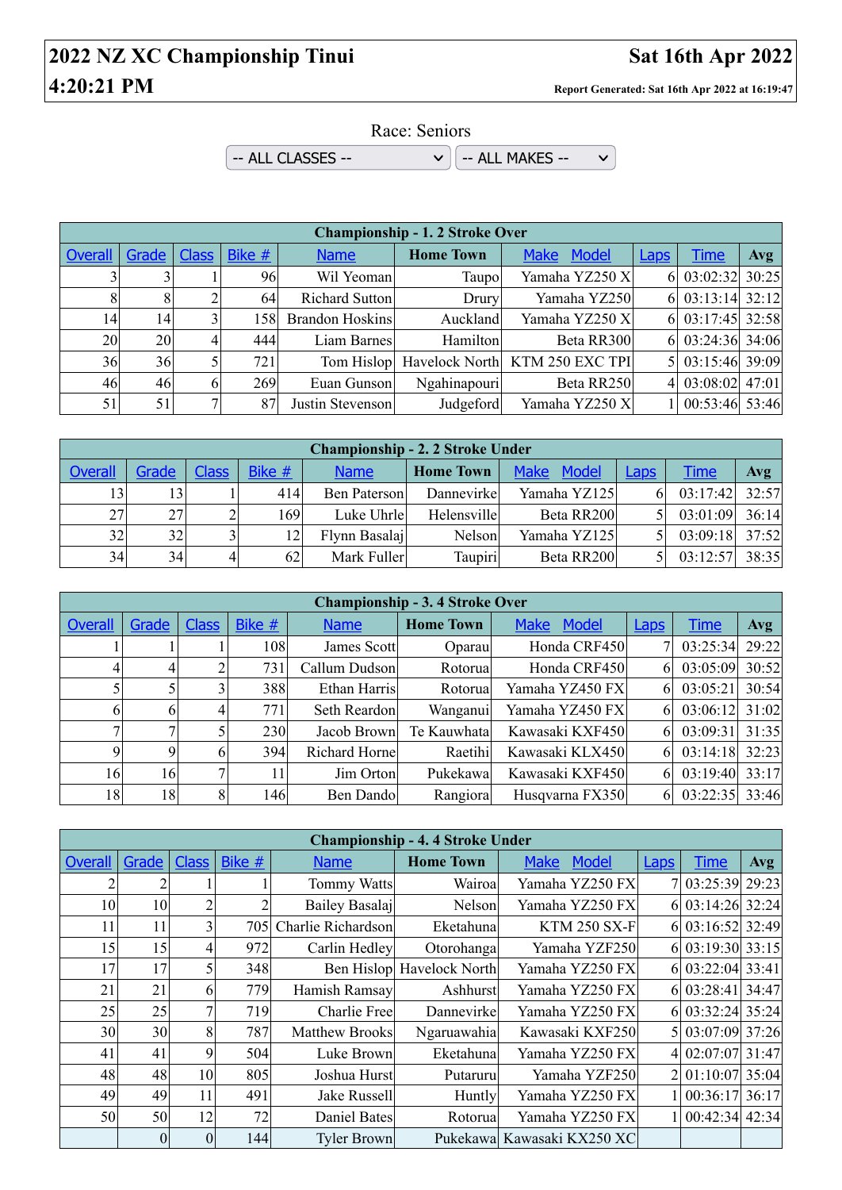# 2022 NZ XC Championship Tinui

**Sat 16th Apr 2022**

**4:20:21 PM**

**Report Generated: Sat 16th Apr 2022 at 16:19:47**

Race: Seniors

-- ALL CLASSES -- | -- ALL MAKES --

| Championship - 1. 2 Stroke Over | | | | | | | | | |
|---|---|---|---|---|---|---|---|---|---|
| Overall | Grade | Class | Bike # | Name | Home Town | Make Model | Laps | Time | Avg |
| 3 | 3 | 1 | 96 | Wil Yeoman | Taupo | Yamaha YZ250 X | 6 | 03:02:32 | 30:25 |
| 8 | 8 | 2 | 64 | Richard Sutton | Drury | Yamaha YZ250 | 6 | 03:13:14 | 32:12 |
| 14 | 14 | 3 | 158 | Brandon Hoskins | Auckland | Yamaha YZ250 X | 6 | 03:17:45 | 32:58 |
| 20 | 20 | 4 | 444 | Liam Barnes | Hamilton | Beta RR300 | 6 | 03:24:36 | 34:06 |
| 36 | 36 | 5 | 721 | Tom Hislop | Havelock North | KTM 250 EXC TPI | 5 | 03:15:46 | 39:09 |
| 46 | 46 | 6 | 269 | Euan Gunson | Ngahinapouri | Beta RR250 | 4 | 03:08:02 | 47:01 |
| 51 | 51 | 7 | 87 | Justin Stevenson | Judgeford | Yamaha YZ250 X | 1 | 00:53:46 | 53:46 |

| Championship - 2. 2 Stroke Under | | | | | | | | | |
|---|---|---|---|---|---|---|---|---|---|
| Overall | Grade | Class | Bike # | Name | Home Town | Make Model | Laps | Time | Avg |
| 13 | 13 | 1 | 414 | Ben Paterson | Dannevirke | Yamaha YZ125 | 6 | 03:17:42 | 32:57 |
| 27 | 27 | 2 | 169 | Luke Uhrle | Helensville | Beta RR200 | 5 | 03:01:09 | 36:14 |
| 32 | 32 | 3 | 12 | Flynn Basalaj | Nelson | Yamaha YZ125 | 5 | 03:09:18 | 37:52 |
| 34 | 34 | 4 | 62 | Mark Fuller | Taupiri | Beta RR200 | 5 | 03:12:57 | 38:35 |

| Championship - 3. 4 Stroke Over | | | | | | | | | |
|---|---|---|---|---|---|---|---|---|---|
| Overall | Grade | Class | Bike # | Name | Home Town | Make Model | Laps | Time | Avg |
| 1 | 1 | 1 | 108 | James Scott | Oparau | Honda CRF450 | 7 | 03:25:34 | 29:22 |
| 4 | 4 | 2 | 731 | Callum Dudson | Rotorua | Honda CRF450 | 6 | 03:05:09 | 30:52 |
| 5 | 5 | 3 | 388 | Ethan Harris | Rotorua | Yamaha YZ450 FX | 6 | 03:05:21 | 30:54 |
| 6 | 6 | 4 | 771 | Seth Reardon | Wanganui | Yamaha YZ450 FX | 6 | 03:06:12 | 31:02 |
| 7 | 7 | 5 | 230 | Jacob Brown | Te Kauwhata | Kawasaki KXF450 | 6 | 03:09:31 | 31:35 |
| 9 | 9 | 6 | 394 | Richard Horne | Raetihi | Kawasaki KLX450 | 6 | 03:14:18 | 32:23 |
| 16 | 16 | 7 | 11 | Jim Orton | Pukekawa | Kawasaki KXF450 | 6 | 03:19:40 | 33:17 |
| 18 | 18 | 8 | 146 | Ben Dando | Rangiora | Husqvarna FX350 | 6 | 03:22:35 | 33:46 |

| Championship - 4. 4 Stroke Under | | | | | | | | | |
|---|---|---|---|---|---|---|---|---|---|
| Overall | Grade | Class | Bike # | Name | Home Town | Make Model | Laps | Time | Avg |
| 2 | 2 | 1 | 1 | Tommy Watts | Wairoa | Yamaha YZ250 FX | 7 | 03:25:39 | 29:23 |
| 10 | 10 | 2 | 2 | Bailey Basalaj | Nelson | Yamaha YZ250 FX | 6 | 03:14:26 | 32:24 |
| 11 | 11 | 3 | 705 | Charlie Richardson | Eketahuna | KTM 250 SX-F | 6 | 03:16:52 | 32:49 |
| 15 | 15 | 4 | 972 | Carlin Hedley | Otorohanga | Yamaha YZF250 | 6 | 03:19:30 | 33:15 |
| 17 | 17 | 5 | 348 | Ben Hislop | Havelock North | Yamaha YZ250 FX | 6 | 03:22:04 | 33:41 |
| 21 | 21 | 6 | 779 | Hamish Ramsay | Ashhurst | Yamaha YZ250 FX | 6 | 03:28:41 | 34:47 |
| 25 | 25 | 7 | 719 | Charlie Free | Dannevirke | Yamaha YZ250 FX | 6 | 03:32:24 | 35:24 |
| 30 | 30 | 8 | 787 | Matthew Brooks | Ngaruawahia | Kawasaki KXF250 | 5 | 03:07:09 | 37:26 |
| 41 | 41 | 9 | 504 | Luke Brown | Eketahuna | Yamaha YZ250 FX | 4 | 02:07:07 | 31:47 |
| 48 | 48 | 10 | 805 | Joshua Hurst | Putaruru | Yamaha YZF250 | 2 | 01:10:07 | 35:04 |
| 49 | 49 | 11 | 491 | Jake Russell | Huntly | Yamaha YZ250 FX | 1 | 00:36:17 | 36:17 |
| 50 | 50 | 12 | 72 | Daniel Bates | Rotorua | Yamaha YZ250 FX | 1 | 00:42:34 | 42:34 |
| | 0 | 0 | 144 | Tyler Brown | Pukekawa | Kawasaki KX250 XC | | | |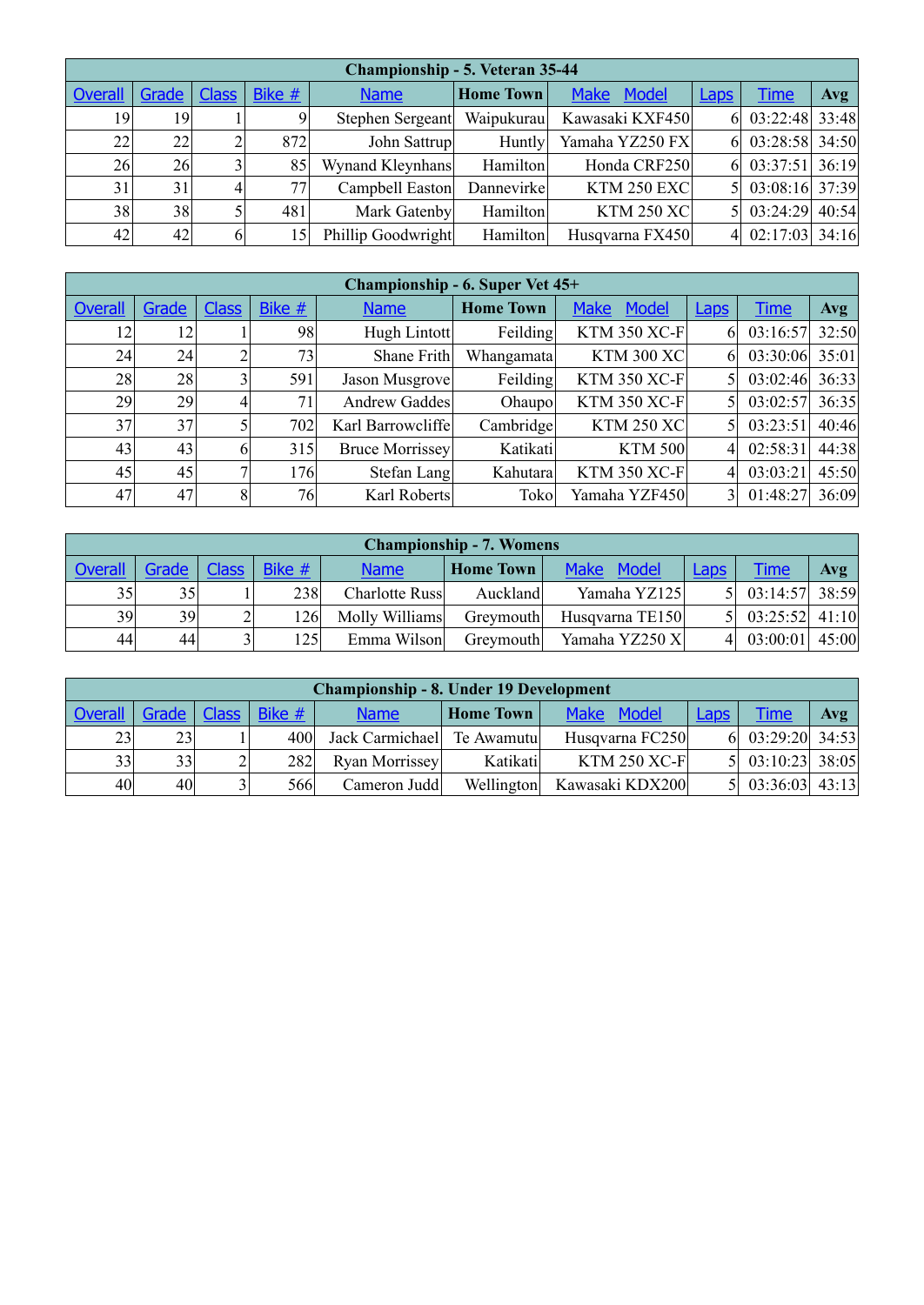| Championship - 5. Veteran 35-44 | | | | | | | | | |
|---|---|---|---|---|---|---|---|---|---|
| Overall | Grade | Class | Bike # | Name | Home Town | Make Model | Laps | Time | Avg |
| 19 | 19 | 1 | 9 | Stephen Sergeant | Waipukurau | Kawasaki KXF450 | 6 | 03:22:48 | 33:48 |
| 22 | 22 | 2 | 872 | John Sattrup | Huntly | Yamaha YZ250 FX | 6 | 03:28:58 | 34:50 |
| 26 | 26 | 3 | 85 | Wynand Kleynhans | Hamilton | Honda CRF250 | 6 | 03:37:51 | 36:19 |
| 31 | 31 | 4 | 77 | Campbell Easton | Dannevirke | KTM 250 EXC | 5 | 03:08:16 | 37:39 |
| 38 | 38 | 5 | 481 | Mark Gatenby | Hamilton | KTM 250 XC | 5 | 03:24:29 | 40:54 |
| 42 | 42 | 6 | 15 | Phillip Goodwright | Hamilton | Husqvarna FX450 | 4 | 02:17:03 | 34:16 |

| Championship - 6. Super Vet 45+ | | | | | | | | | |
|---|---|---|---|---|---|---|---|---|---|
| Overall | Grade | Class | Bike # | Name | Home Town | Make Model | Laps | Time | Avg |
| 12 | 12 | 1 | 98 | Hugh Lintott | Feilding | KTM 350 XC-F | 6 | 03:16:57 | 32:50 |
| 24 | 24 | 2 | 73 | Shane Frith | Whangamata | KTM 300 XC | 6 | 03:30:06 | 35:01 |
| 28 | 28 | 3 | 591 | Jason Musgrove | Feilding | KTM 350 XC-F | 5 | 03:02:46 | 36:33 |
| 29 | 29 | 4 | 71 | Andrew Gaddes | Ohaupo | KTM 350 XC-F | 5 | 03:02:57 | 36:35 |
| 37 | 37 | 5 | 702 | Karl Barrowcliffe | Cambridge | KTM 250 XC | 5 | 03:23:51 | 40:46 |
| 43 | 43 | 6 | 315 | Bruce Morrissey | Katikati | KTM 500 | 4 | 02:58:31 | 44:38 |
| 45 | 45 | 7 | 176 | Stefan Lang | Kahutara | KTM 350 XC-F | 4 | 03:03:21 | 45:50 |
| 47 | 47 | 8 | 76 | Karl Roberts | Toko | Yamaha YZF450 | 3 | 01:48:27 | 36:09 |

| Championship - 7. Womens | | | | | | | | | |
|---|---|---|---|---|---|---|---|---|---|
| Overall | Grade | Class | Bike # | Name | Home Town | Make Model | Laps | Time | Avg |
| 35 | 35 | 1 | 238 | Charlotte Russ | Auckland | Yamaha YZ125 | 5 | 03:14:57 | 38:59 |
| 39 | 39 | 2 | 126 | Molly Williams | Greymouth | Husqvarna TE150 | 5 | 03:25:52 | 41:10 |
| 44 | 44 | 3 | 125 | Emma Wilson | Greymouth | Yamaha YZ250 X | 4 | 03:00:01 | 45:00 |

| Championship - 8. Under 19 Development | | | | | | | | | |
|---|---|---|---|---|---|---|---|---|---|
| Overall | Grade | Class | Bike # | Name | Home Town | Make Model | Laps | Time | Avg |
| 23 | 23 | 1 | 400 | Jack Carmichael | Te Awamutu | Husqvarna FC250 | 6 | 03:29:20 | 34:53 |
| 33 | 33 | 2 | 282 | Ryan Morrissey | Katikati | KTM 250 XC-F | 5 | 03:10:23 | 38:05 |
| 40 | 40 | 3 | 566 | Cameron Judd | Wellington | Kawasaki KDX200 | 5 | 03:36:03 | 43:13 |